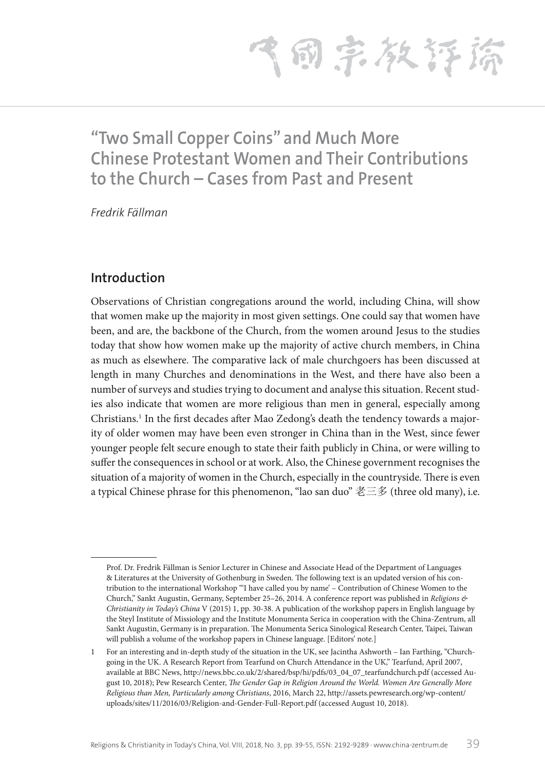# "Two Small Copper Coins" and Much More Chinese Protestant Women and Their Contributions to the Church – Cases from Past and Present

*Fredrik Fällman*

## Introduction

Observations of Christian congregations around the world, including China, will show that women make up the majority in most given settings. One could say that women have been, and are, the backbone of the Church, from the women around Jesus to the studies today that show how women make up the majority of active church members, in China as much as elsewhere. The comparative lack of male churchgoers has been discussed at length in many Churches and denominations in the West, and there have also been a number of surveys and studies trying to document and analyse this situation. Recent studies also indicate that women are more religious than men in general, especially among Christians.[1] In the first decades after Mao Zedong's death the tendency towards a majority of older women may have been even stronger in China than in the West, since fewer younger people felt secure enough to state their faith publicly in China, or were willing to suffer the consequences in school or at work. Also, the Chinese government recognises the situation of a majority of women in the Church, especially in the countryside. There is even a typical Chinese phrase for this phenomenon, "lao san duo" 老三多 (three old many), i.e.

---

Prof. Dr. Fredrik Fällman is Senior Lecturer in Chinese and Associate Head of the Department of Languages & Literatures at the University of Gothenburg in Sweden. The following text is an updated version of his contribution to the international Workshop "'I have called you by name' – Contribution of Chinese Women to the Church," Sankt Augustin, Germany, September 25–26, 2014. A conference report was published in *Religions & Christianity in Today's China* V (2015) 1, pp. 30-38. A publication of the workshop papers in English language by the Steyl Institute of Missiology and the Institute Monumenta Serica in cooperation with the China-Zentrum, all Sankt Augustin, Germany is in preparation. The Monumenta Serica Sinological Research Center, Taipei, Taiwan will publish a volume of the workshop papers in Chinese language. [Editors' note.]

1 For an interesting and in-depth study of the situation in the UK, see Jacintha Ashworth – Ian Farthing, "Churchgoing in the UK. A Research Report from Tearfund on Church Attendance in the UK," Tearfund, April 2007, available at BBC News, http://news.bbc.co.uk/2/shared/bsp/hi/pdfs/03_04_07_tearfundchurch.pdf (accessed August 10, 2018); Pew Research Center, *The Gender Gap in Religion Around the World. Women Are Generally More Religious than Men, Particularly among Christians*, 2016, March 22, http://assets.pewresearch.org/wp-content/uploads/sites/11/2016/03/Religion-and-Gender-Full-Report.pdf (accessed August 10, 2018).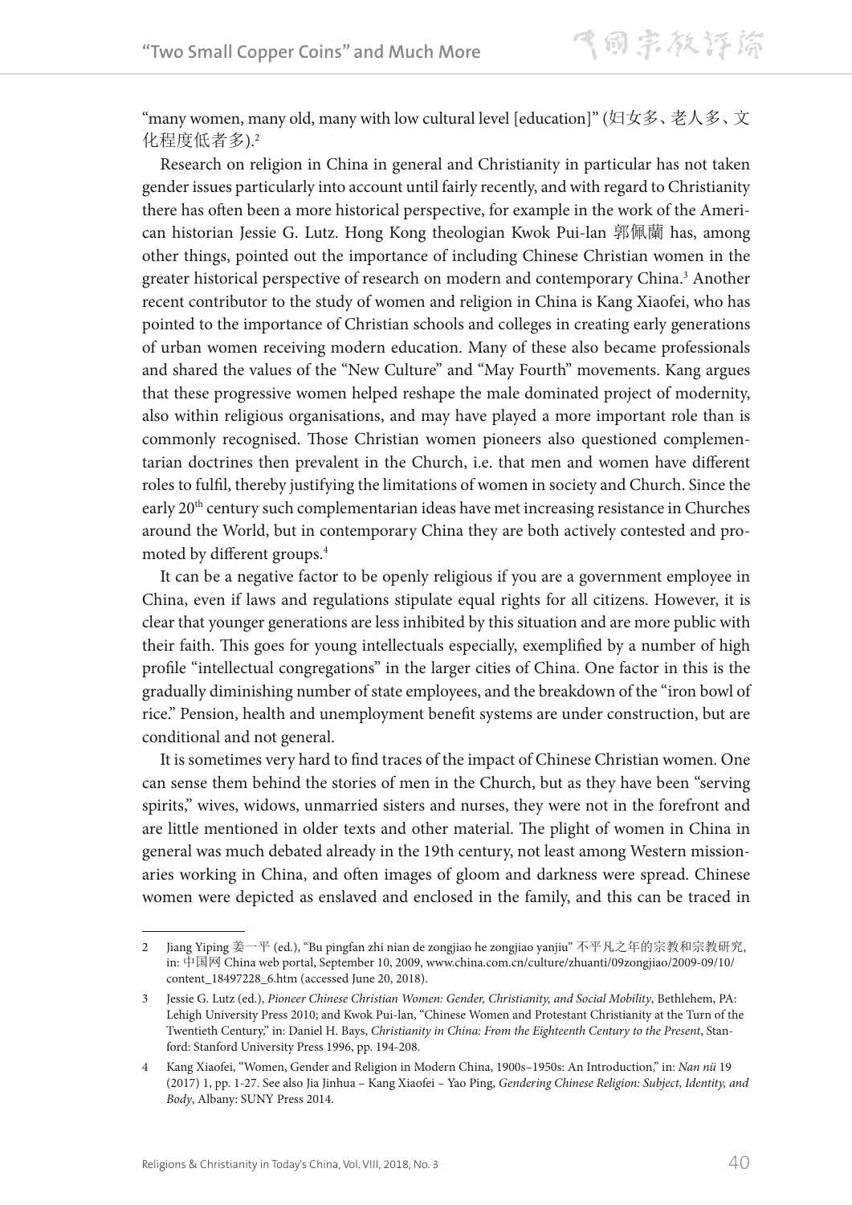"many women, many old, many with low cultural level [education]" (妇女多、老人多、文化程度低者多).[2]

Research on religion in China in general and Christianity in particular has not taken gender issues particularly into account until fairly recently, and with regard to Christianity there has often been a more historical perspective, for example in the work of the American historian Jessie G. Lutz. Hong Kong theologian Kwok Pui-lan 郭佩蘭 has, among other things, pointed out the importance of including Chinese Christian women in the greater historical perspective of research on modern and contemporary China.[3] Another recent contributor to the study of women and religion in China is Kang Xiaofei, who has pointed to the importance of Christian schools and colleges in creating early generations of urban women receiving modern education. Many of these also became professionals and shared the values of the "New Culture" and "May Fourth" movements. Kang argues that these progressive women helped reshape the male dominated project of modernity, also within religious organisations, and may have played a more important role than is commonly recognised. Those Christian women pioneers also questioned complementarian doctrines then prevalent in the Church, i.e. that men and women have different roles to fulfil, thereby justifying the limitations of women in society and Church. Since the early 20th century such complementarian ideas have met increasing resistance in Churches around the World, but in contemporary China they are both actively contested and promoted by different groups.[4]

It can be a negative factor to be openly religious if you are a government employee in China, even if laws and regulations stipulate equal rights for all citizens. However, it is clear that younger generations are less inhibited by this situation and are more public with their faith. This goes for young intellectuals especially, exemplified by a number of high profile "intellectual congregations" in the larger cities of China. One factor in this is the gradually diminishing number of state employees, and the breakdown of the "iron bowl of rice." Pension, health and unemployment benefit systems are under construction, but are conditional and not general.

It is sometimes very hard to find traces of the impact of Chinese Christian women. One can sense them behind the stories of men in the Church, but as they have been "serving spirits," wives, widows, unmarried sisters and nurses, they were not in the forefront and are little mentioned in older texts and other material. The plight of women in China in general was much debated already in the 19th century, not least among Western missionaries working in China, and often images of gloom and darkness were spread. Chinese women were depicted as enslaved and enclosed in the family, and this can be traced in

---

2 Jiang Yiping 姜一平 (ed.), "Bu pingfan zhi nian de zongjiao he zongjiao yanjiu" 不平凡之年的宗教和宗教研究, in: 中国网 China web portal, September 10, 2009, www.china.com.cn/culture/zhuanti/09zongjiao/2009-09/10/content_18497228_6.htm (accessed June 20, 2018).

3 Jessie G. Lutz (ed.), *Pioneer Chinese Christian Women: Gender, Christianity, and Social Mobility*, Bethlehem, PA: Lehigh University Press 2010; and Kwok Pui-lan, "Chinese Women and Protestant Christianity at the Turn of the Twentieth Century," in: Daniel H. Bays, *Christianity in China: From the Eighteenth Century to the Present*, Stanford: Stanford University Press 1996, pp. 194-208.

4 Kang Xiaofei, "Women, Gender and Religion in Modern China, 1900s–1950s: An Introduction," in: *Nan nü* 19 (2017) 1, pp. 1-27. See also Jia Jinhua – Kang Xiaofei – Yao Ping, *Gendering Chinese Religion: Subject, Identity, and Body*, Albany: SUNY Press 2014.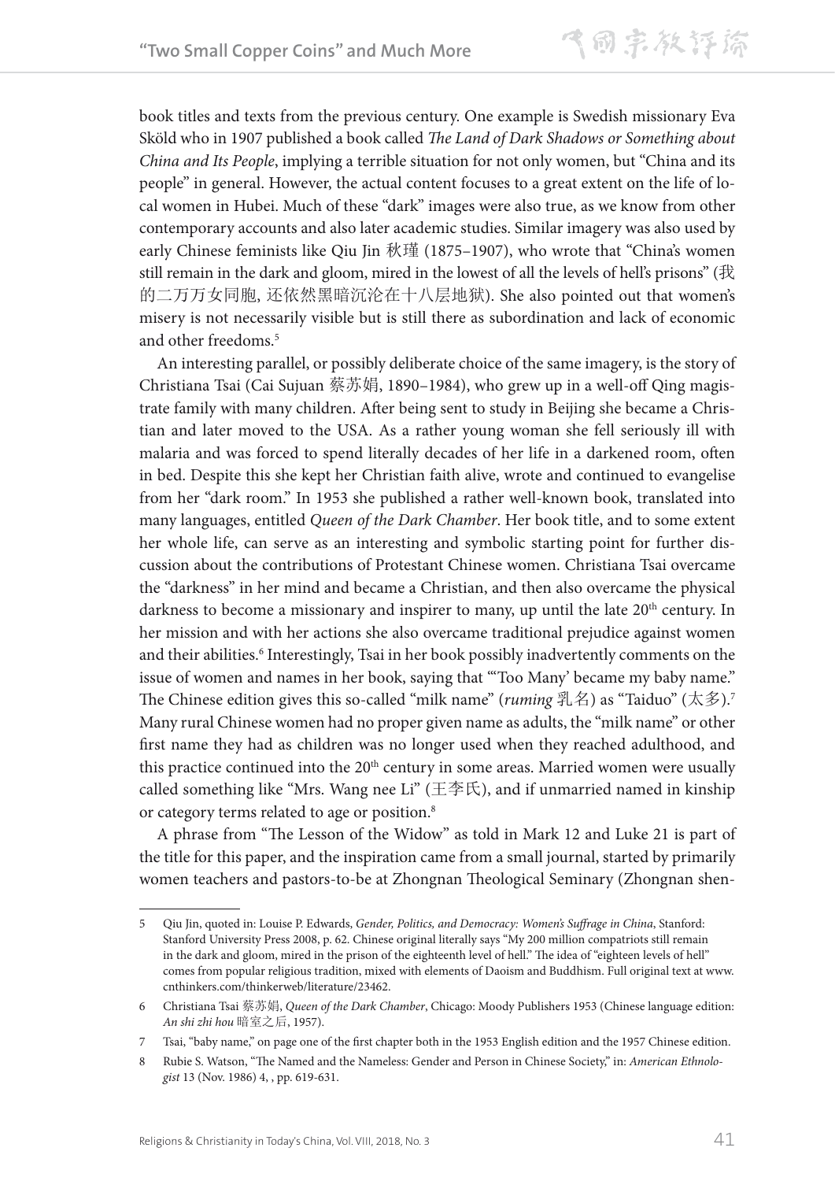book titles and texts from the previous century. One example is Swedish missionary Eva Sköld who in 1907 published a book called *The Land of Dark Shadows or Something about China and Its People*, implying a terrible situation for not only women, but "China and its people" in general. However, the actual content focuses to a great extent on the life of local women in Hubei. Much of these "dark" images were also true, as we know from other contemporary accounts and also later academic studies. Similar imagery was also used by early Chinese feminists like Qiu Jin 秋瑾 (1875–1907), who wrote that "China's women still remain in the dark and gloom, mired in the lowest of all the levels of hell's prisons" (我的二万万女同胞, 还依然黑暗沉沦在十八层地狱). She also pointed out that women's misery is not necessarily visible but is still there as subordination and lack of economic and other freedoms.[5]

An interesting parallel, or possibly deliberate choice of the same imagery, is the story of Christiana Tsai (Cai Sujuan 蔡苏娟, 1890–1984), who grew up in a well-off Qing magistrate family with many children. After being sent to study in Beijing she became a Christian and later moved to the USA. As a rather young woman she fell seriously ill with malaria and was forced to spend literally decades of her life in a darkened room, often in bed. Despite this she kept her Christian faith alive, wrote and continued to evangelise from her "dark room." In 1953 she published a rather well-known book, translated into many languages, entitled *Queen of the Dark Chamber*. Her book title, and to some extent her whole life, can serve as an interesting and symbolic starting point for further discussion about the contributions of Protestant Chinese women. Christiana Tsai overcame the "darkness" in her mind and became a Christian, and then also overcame the physical darkness to become a missionary and inspirer to many, up until the late 20th century. In her mission and with her actions she also overcame traditional prejudice against women and their abilities.[6] Interestingly, Tsai in her book possibly inadvertently comments on the issue of women and names in her book, saying that "'Too Many' became my baby name." The Chinese edition gives this so-called "milk name" (*ruming* 乳名) as "Taiduo" (太多).[7] Many rural Chinese women had no proper given name as adults, the "milk name" or other first name they had as children was no longer used when they reached adulthood, and this practice continued into the 20th century in some areas. Married women were usually called something like "Mrs. Wang nee Li" (王李氏), and if unmarried named in kinship or category terms related to age or position.[8]

A phrase from "The Lesson of the Widow" as told in Mark 12 and Luke 21 is part of the title for this paper, and the inspiration came from a small journal, started by primarily women teachers and pastors-to-be at Zhongnan Theological Seminary (Zhongnan shen-

---

5 Qiu Jin, quoted in: Louise P. Edwards, *Gender, Politics, and Democracy: Women's Suffrage in China*, Stanford: Stanford University Press 2008, p. 62. Chinese original literally says "My 200 million compatriots still remain in the dark and gloom, mired in the prison of the eighteenth level of hell." The idea of "eighteen levels of hell" comes from popular religious tradition, mixed with elements of Daoism and Buddhism. Full original text at www.cnthinkers.com/thinkerweb/literature/23462.

6 Christiana Tsai 蔡苏娟, *Queen of the Dark Chamber*, Chicago: Moody Publishers 1953 (Chinese language edition: *An shi zhi hou* 暗室之后, 1957).

7 Tsai, "baby name," on page one of the first chapter both in the 1953 English edition and the 1957 Chinese edition.

8 Rubie S. Watson, "The Named and the Nameless: Gender and Person in Chinese Society," in: *American Ethnologist* 13 (Nov. 1986) 4, , pp. 619-631.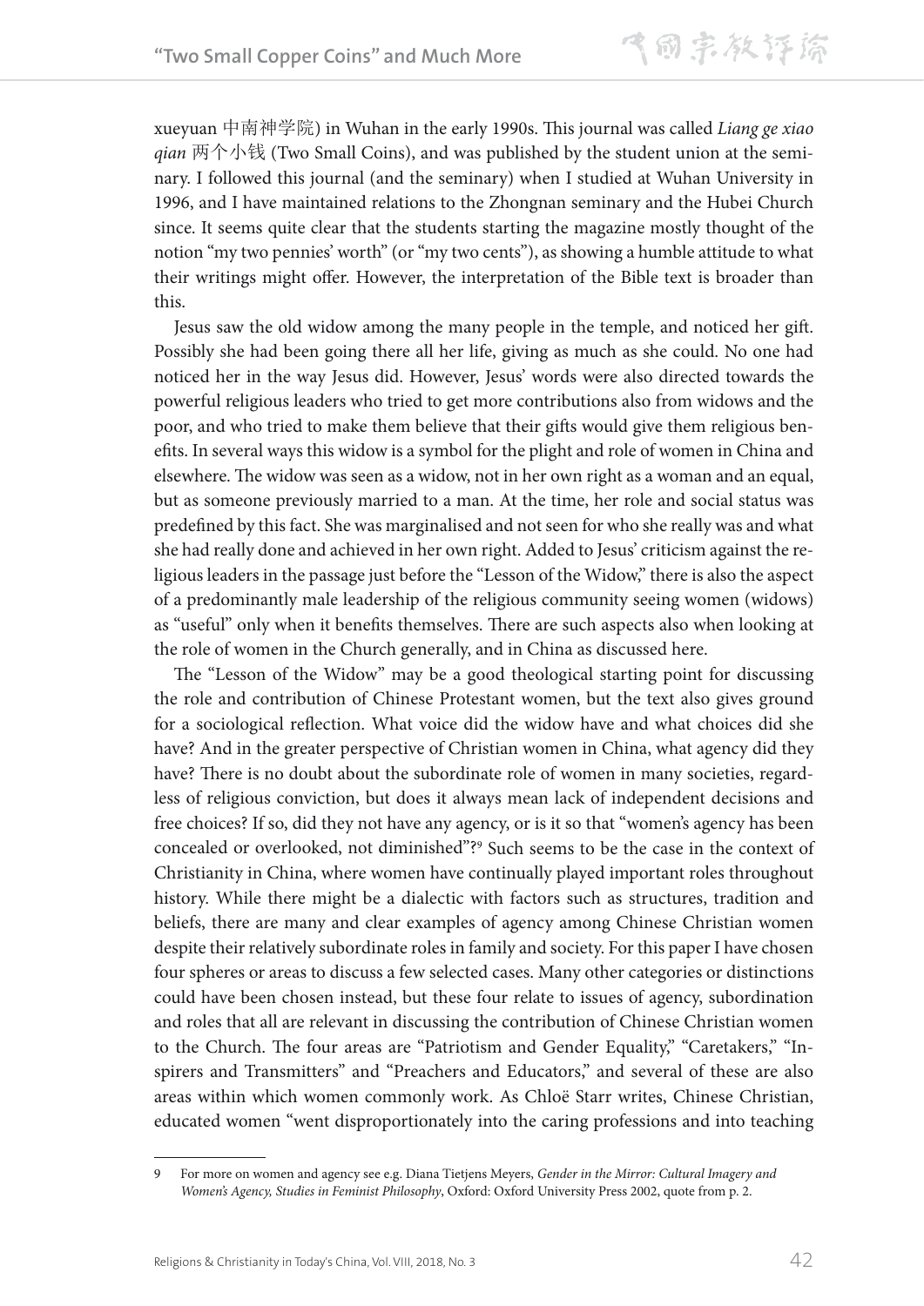xueyuan 中南神学院) in Wuhan in the early 1990s. This journal was called *Liang ge xiao qian* 两个小钱 (Two Small Coins), and was published by the student union at the seminary. I followed this journal (and the seminary) when I studied at Wuhan University in 1996, and I have maintained relations to the Zhongnan seminary and the Hubei Church since. It seems quite clear that the students starting the magazine mostly thought of the notion "my two pennies' worth" (or "my two cents"), as showing a humble attitude to what their writings might offer. However, the interpretation of the Bible text is broader than this.

Jesus saw the old widow among the many people in the temple, and noticed her gift. Possibly she had been going there all her life, giving as much as she could. No one had noticed her in the way Jesus did. However, Jesus' words were also directed towards the powerful religious leaders who tried to get more contributions also from widows and the poor, and who tried to make them believe that their gifts would give them religious benefits. In several ways this widow is a symbol for the plight and role of women in China and elsewhere. The widow was seen as a widow, not in her own right as a woman and an equal, but as someone previously married to a man. At the time, her role and social status was predefined by this fact. She was marginalised and not seen for who she really was and what she had really done and achieved in her own right. Added to Jesus' criticism against the religious leaders in the passage just before the "Lesson of the Widow," there is also the aspect of a predominantly male leadership of the religious community seeing women (widows) as "useful" only when it benefits themselves. There are such aspects also when looking at the role of women in the Church generally, and in China as discussed here.

The "Lesson of the Widow" may be a good theological starting point for discussing the role and contribution of Chinese Protestant women, but the text also gives ground for a sociological reflection. What voice did the widow have and what choices did she have? And in the greater perspective of Christian women in China, what agency did they have? There is no doubt about the subordinate role of women in many societies, regardless of religious conviction, but does it always mean lack of independent decisions and free choices? If so, did they not have any agency, or is it so that "women's agency has been concealed or overlooked, not diminished"?[9] Such seems to be the case in the context of Christianity in China, where women have continually played important roles throughout history. While there might be a dialectic with factors such as structures, tradition and beliefs, there are many and clear examples of agency among Chinese Christian women despite their relatively subordinate roles in family and society. For this paper I have chosen four spheres or areas to discuss a few selected cases. Many other categories or distinctions could have been chosen instead, but these four relate to issues of agency, subordination and roles that all are relevant in discussing the contribution of Chinese Christian women to the Church. The four areas are "Patriotism and Gender Equality," "Caretakers," "Inspirers and Transmitters" and "Preachers and Educators," and several of these are also areas within which women commonly work. As Chloë Starr writes, Chinese Christian, educated women "went disproportionately into the caring professions and into teaching

---

9 For more on women and agency see e.g. Diana Tietjens Meyers, *Gender in the Mirror: Cultural Imagery and Women's Agency, Studies in Feminist Philosophy*, Oxford: Oxford University Press 2002, quote from p. 2.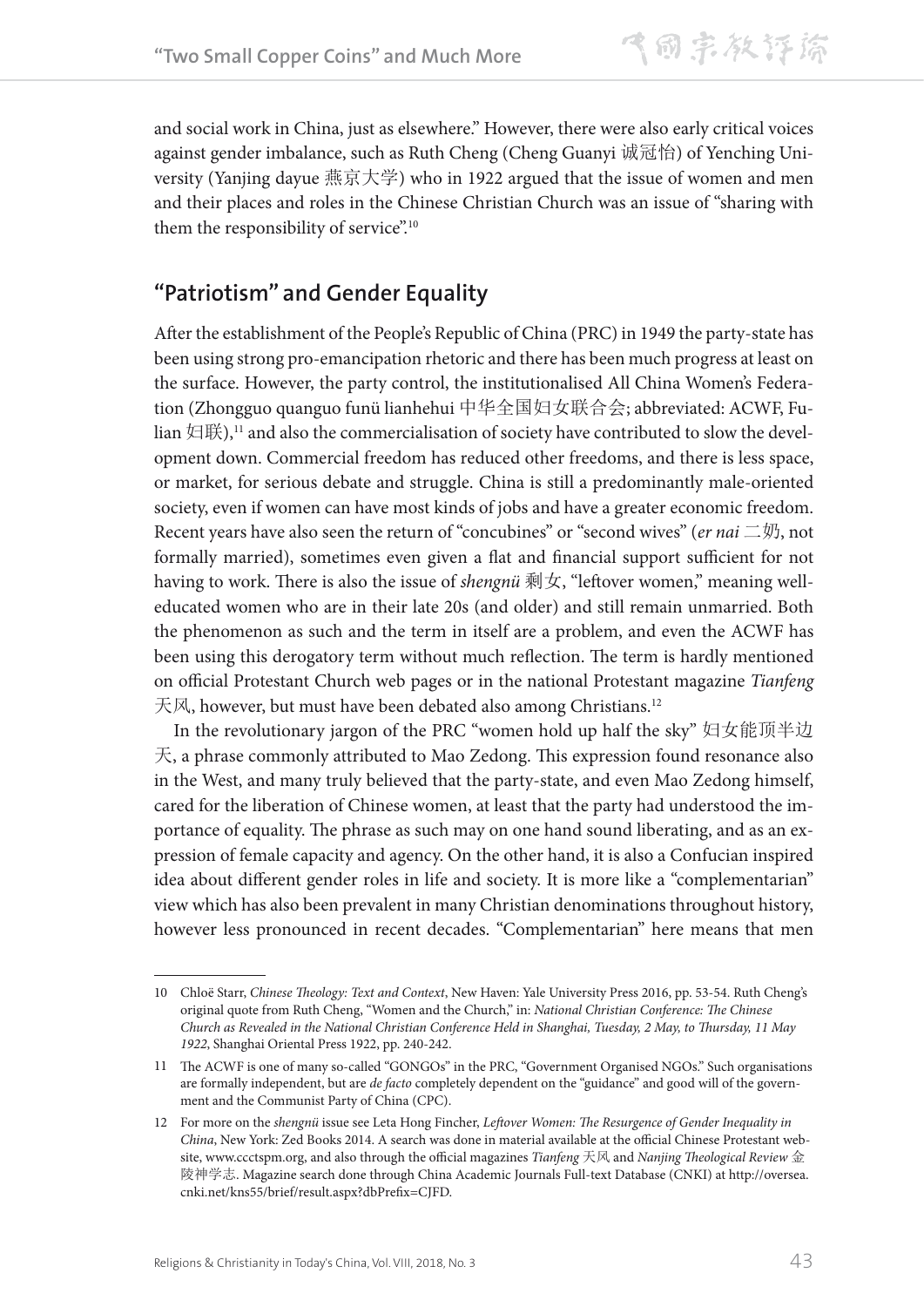and social work in China, just as elsewhere." However, there were also early critical voices against gender imbalance, such as Ruth Cheng (Cheng Guanyi 诚冠怡) of Yenching University (Yanjing dayue 燕京大学) who in 1922 argued that the issue of women and men and their places and roles in the Chinese Christian Church was an issue of "sharing with them the responsibility of service".[10]

## "Patriotism" and Gender Equality

After the establishment of the People's Republic of China (PRC) in 1949 the party-state has been using strong pro-emancipation rhetoric and there has been much progress at least on the surface. However, the party control, the institutionalised All China Women's Federation (Zhongguo quanguo funü lianhehui 中华全国妇女联合会; abbreviated: ACWF, Fulian 妇联),[11] and also the commercialisation of society have contributed to slow the development down. Commercial freedom has reduced other freedoms, and there is less space, or market, for serious debate and struggle. China is still a predominantly male-oriented society, even if women can have most kinds of jobs and have a greater economic freedom. Recent years have also seen the return of "concubines" or "second wives" (*er nai* 二奶, not formally married), sometimes even given a flat and financial support sufficient for not having to work. There is also the issue of *shengnü* 剩女, "leftover women," meaning well-educated women who are in their late 20s (and older) and still remain unmarried. Both the phenomenon as such and the term in itself are a problem, and even the ACWF has been using this derogatory term without much reflection. The term is hardly mentioned on official Protestant Church web pages or in the national Protestant magazine *Tianfeng* 天风, however, but must have been debated also among Christians.[12]

In the revolutionary jargon of the PRC "women hold up half the sky" 妇女能顶半边天, a phrase commonly attributed to Mao Zedong. This expression found resonance also in the West, and many truly believed that the party-state, and even Mao Zedong himself, cared for the liberation of Chinese women, at least that the party had understood the importance of equality. The phrase as such may on one hand sound liberating, and as an expression of female capacity and agency. On the other hand, it is also a Confucian inspired idea about different gender roles in life and society. It is more like a "complementarian" view which has also been prevalent in many Christian denominations throughout history, however less pronounced in recent decades. "Complementarian" here means that men

---

10 Chloë Starr, *Chinese Theology: Text and Context*, New Haven: Yale University Press 2016, pp. 53-54. Ruth Cheng's original quote from Ruth Cheng, "Women and the Church," in: *National Christian Conference: The Chinese Church as Revealed in the National Christian Conference Held in Shanghai, Tuesday, 2 May, to Thursday, 11 May 1922*, Shanghai Oriental Press 1922, pp. 240-242.

11 The ACWF is one of many so-called "GONGOs" in the PRC, "Government Organised NGOs." Such organisations are formally independent, but are *de facto* completely dependent on the "guidance" and good will of the government and the Communist Party of China (CPC).

12 For more on the *shengnü* issue see Leta Hong Fincher, *Leftover Women: The Resurgence of Gender Inequality in China*, New York: Zed Books 2014. A search was done in material available at the official Chinese Protestant website, www.ccctspm.org, and also through the official magazines *Tianfeng* 天风 and *Nanjing Theological Review* 金陵神学志. Magazine search done through China Academic Journals Full-text Database (CNKI) at http://oversea.cnki.net/kns55/brief/result.aspx?dbPrefix=CJFD.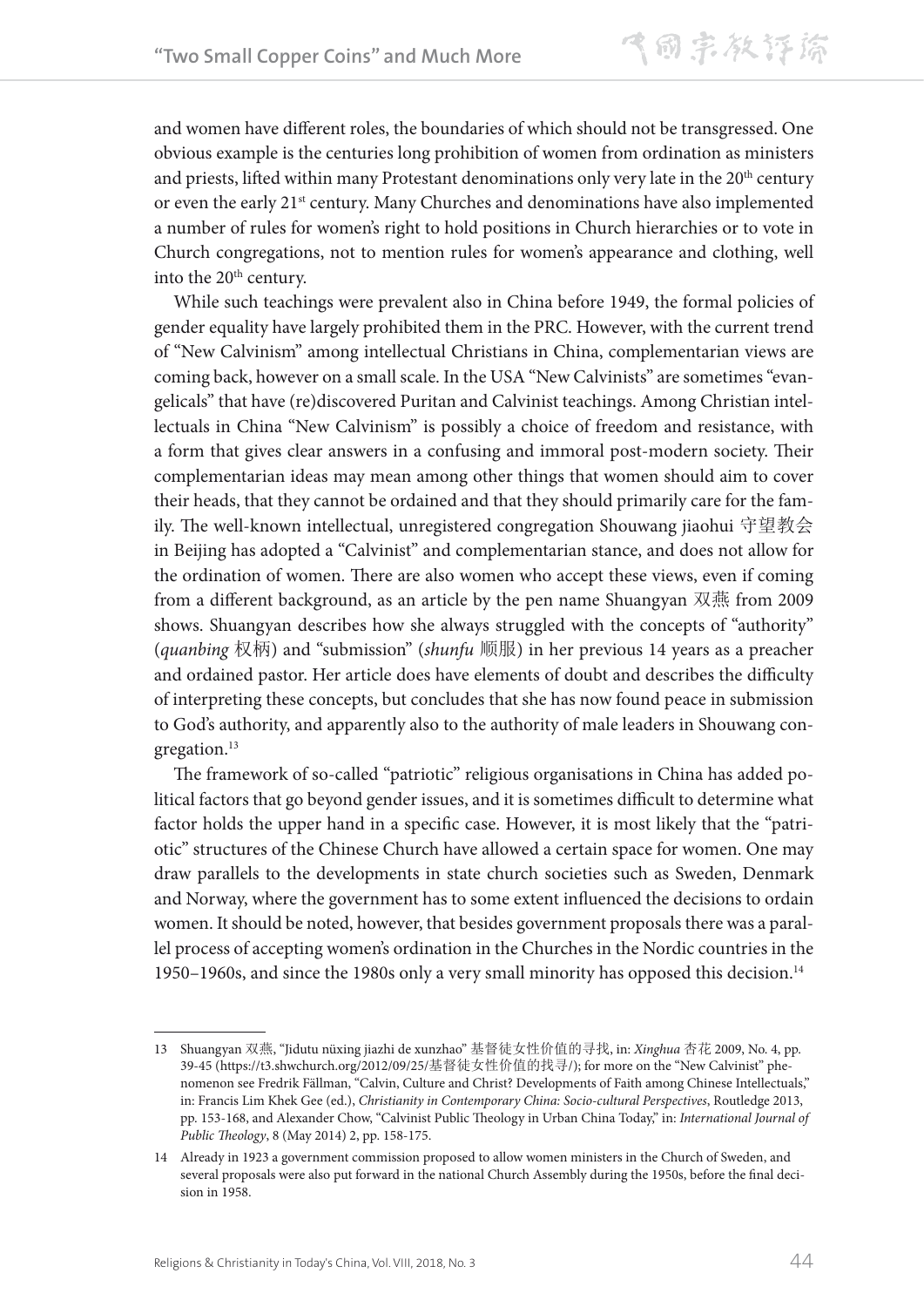and women have different roles, the boundaries of which should not be transgressed. One obvious example is the centuries long prohibition of women from ordination as ministers and priests, lifted within many Protestant denominations only very late in the 20th century or even the early 21st century. Many Churches and denominations have also implemented a number of rules for women's right to hold positions in Church hierarchies or to vote in Church congregations, not to mention rules for women's appearance and clothing, well into the 20th century.

While such teachings were prevalent also in China before 1949, the formal policies of gender equality have largely prohibited them in the PRC. However, with the current trend of "New Calvinism" among intellectual Christians in China, complementarian views are coming back, however on a small scale. In the USA "New Calvinists" are sometimes "evangelicals" that have (re)discovered Puritan and Calvinist teachings. Among Christian intellectuals in China "New Calvinism" is possibly a choice of freedom and resistance, with a form that gives clear answers in a confusing and immoral post-modern society. Their complementarian ideas may mean among other things that women should aim to cover their heads, that they cannot be ordained and that they should primarily care for the family. The well-known intellectual, unregistered congregation Shouwang jiaohui 守望教会 in Beijing has adopted a "Calvinist" and complementarian stance, and does not allow for the ordination of women. There are also women who accept these views, even if coming from a different background, as an article by the pen name Shuangyan 双燕 from 2009 shows. Shuangyan describes how she always struggled with the concepts of "authority" (*quanbing* 权柄) and "submission" (*shunfu* 顺服) in her previous 14 years as a preacher and ordained pastor. Her article does have elements of doubt and describes the difficulty of interpreting these concepts, but concludes that she has now found peace in submission to God's authority, and apparently also to the authority of male leaders in Shouwang congregation.[13]

The framework of so-called "patriotic" religious organisations in China has added political factors that go beyond gender issues, and it is sometimes difficult to determine what factor holds the upper hand in a specific case. However, it is most likely that the "patriotic" structures of the Chinese Church have allowed a certain space for women. One may draw parallels to the developments in state church societies such as Sweden, Denmark and Norway, where the government has to some extent influenced the decisions to ordain women. It should be noted, however, that besides government proposals there was a parallel process of accepting women's ordination in the Churches in the Nordic countries in the 1950–1960s, and since the 1980s only a very small minority has opposed this decision.[14]

---

13 Shuangyan 双燕, "Jidutu nüxing jiazhi de xunzhao" 基督徒女性价值的寻找, in: *Xinghua* 杏花 2009, No. 4, pp. 39-45 (https://t3.shwchurch.org/2012/09/25/基督徒女性价值的找寻/); for more on the "New Calvinist" phenomenon see Fredrik Fällman, "Calvin, Culture and Christ? Developments of Faith among Chinese Intellectuals," in: Francis Lim Khek Gee (ed.), *Christianity in Contemporary China: Socio-cultural Perspectives*, Routledge 2013, pp. 153-168, and Alexander Chow, "Calvinist Public Theology in Urban China Today," in: *International Journal of Public Theology*, 8 (May 2014) 2, pp. 158-175.

14 Already in 1923 a government commission proposed to allow women ministers in the Church of Sweden, and several proposals were also put forward in the national Church Assembly during the 1950s, before the final decision in 1958.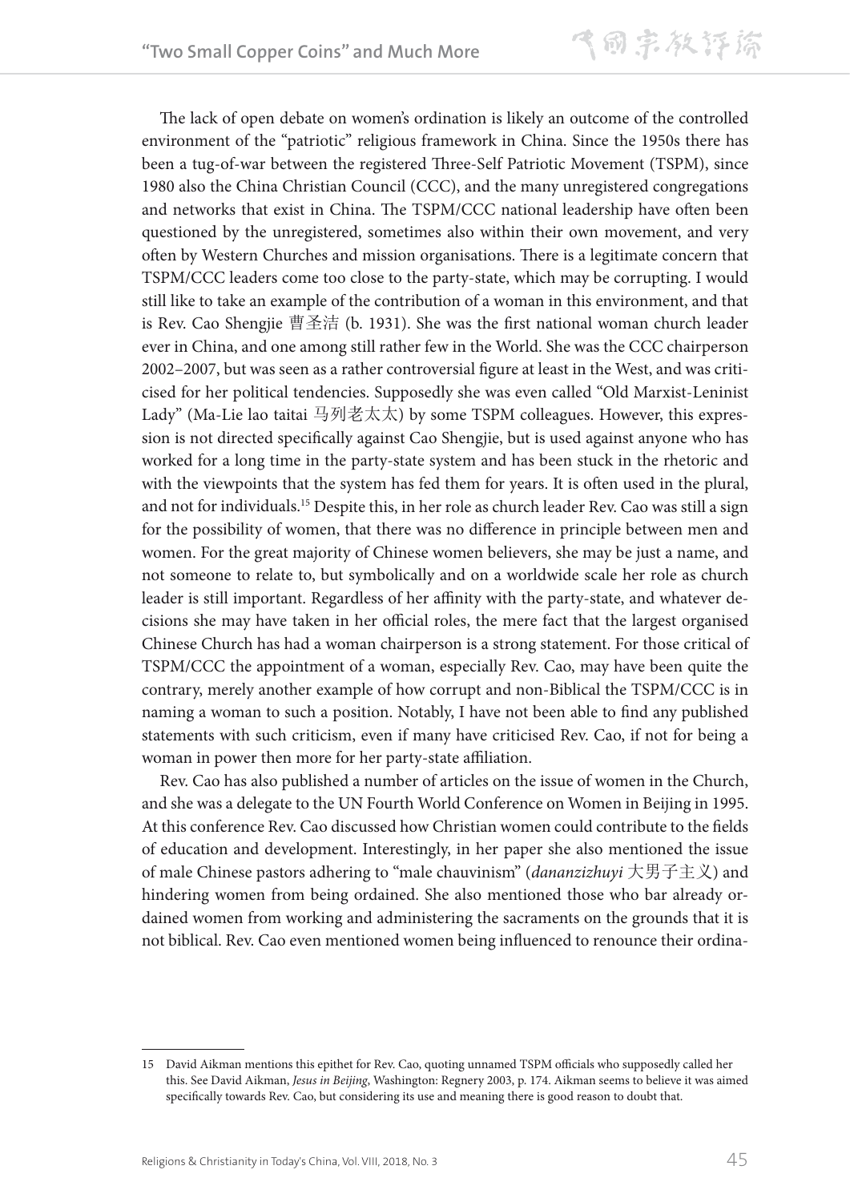The lack of open debate on women's ordination is likely an outcome of the controlled environment of the "patriotic" religious framework in China. Since the 1950s there has been a tug-of-war between the registered Three-Self Patriotic Movement (TSPM), since 1980 also the China Christian Council (CCC), and the many unregistered congregations and networks that exist in China. The TSPM/CCC national leadership have often been questioned by the unregistered, sometimes also within their own movement, and very often by Western Churches and mission organisations. There is a legitimate concern that TSPM/CCC leaders come too close to the party-state, which may be corrupting. I would still like to take an example of the contribution of a woman in this environment, and that is Rev. Cao Shengjie 曹圣洁 (b. 1931). She was the first national woman church leader ever in China, and one among still rather few in the World. She was the CCC chairperson 2002–2007, but was seen as a rather controversial figure at least in the West, and was criticised for her political tendencies. Supposedly she was even called "Old Marxist-Leninist Lady" (Ma-Lie lao taitai 马列老太太) by some TSPM colleagues. However, this expression is not directed specifically against Cao Shengjie, but is used against anyone who has worked for a long time in the party-state system and has been stuck in the rhetoric and with the viewpoints that the system has fed them for years. It is often used in the plural, and not for individuals.[15] Despite this, in her role as church leader Rev. Cao was still a sign for the possibility of women, that there was no difference in principle between men and women. For the great majority of Chinese women believers, she may be just a name, and not someone to relate to, but symbolically and on a worldwide scale her role as church leader is still important. Regardless of her affinity with the party-state, and whatever decisions she may have taken in her official roles, the mere fact that the largest organised Chinese Church has had a woman chairperson is a strong statement. For those critical of TSPM/CCC the appointment of a woman, especially Rev. Cao, may have been quite the contrary, merely another example of how corrupt and non-Biblical the TSPM/CCC is in naming a woman to such a position. Notably, I have not been able to find any published statements with such criticism, even if many have criticised Rev. Cao, if not for being a woman in power then more for her party-state affiliation.

Rev. Cao has also published a number of articles on the issue of women in the Church, and she was a delegate to the UN Fourth World Conference on Women in Beijing in 1995. At this conference Rev. Cao discussed how Christian women could contribute to the fields of education and development. Interestingly, in her paper she also mentioned the issue of male Chinese pastors adhering to "male chauvinism" (*dananzizhuyi* 大男子主义) and hindering women from being ordained. She also mentioned those who bar already ordained women from working and administering the sacraments on the grounds that it is not biblical. Rev. Cao even mentioned women being influenced to renounce their ordina-

---

15 David Aikman mentions this epithet for Rev. Cao, quoting unnamed TSPM officials who supposedly called her this. See David Aikman, *Jesus in Beijing*, Washington: Regnery 2003, p. 174. Aikman seems to believe it was aimed specifically towards Rev. Cao, but considering its use and meaning there is good reason to doubt that.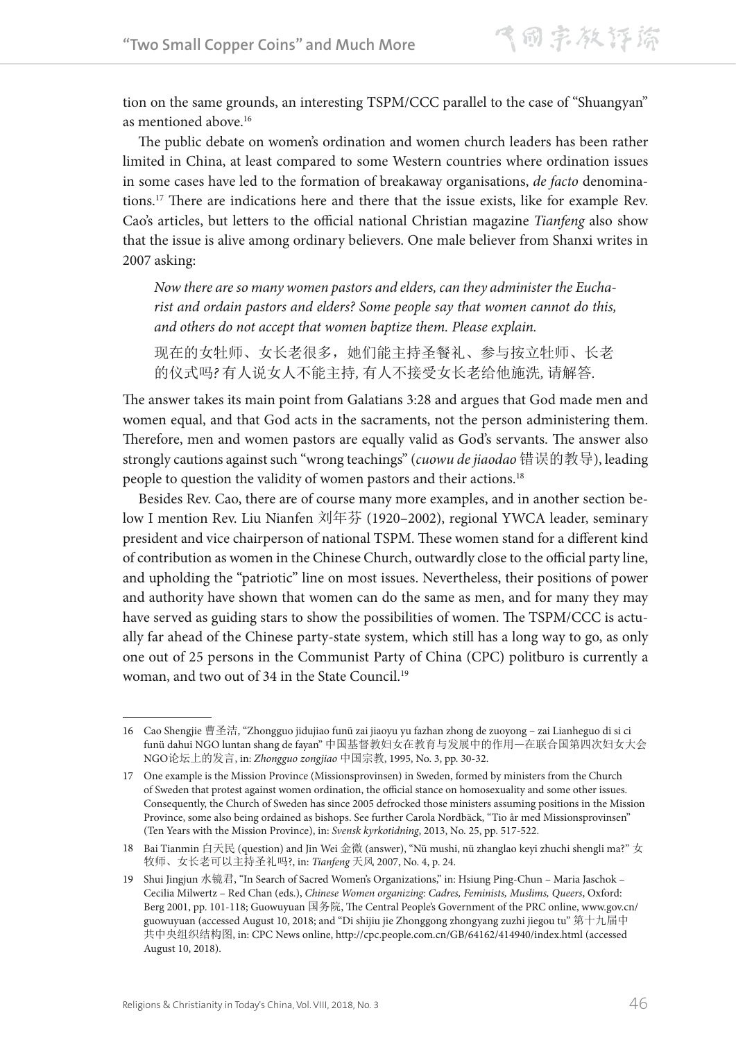tion on the same grounds, an interesting TSPM/CCC parallel to the case of "Shuangyan" as mentioned above.[16]

The public debate on women's ordination and women church leaders has been rather limited in China, at least compared to some Western countries where ordination issues in some cases have led to the formation of breakaway organisations, *de facto* denominations.[17] There are indications here and there that the issue exists, like for example Rev. Cao's articles, but letters to the official national Christian magazine *Tianfeng* also show that the issue is alive among ordinary believers. One male believer from Shanxi writes in 2007 asking:

> *Now there are so many women pastors and elders, can they administer the Eucharist and ordain pastors and elders? Some people say that women cannot do this, and others do not accept that women baptize them. Please explain.*
>
> 现在的女牧师、女长老很多，她们能主持圣餐礼、参与按立牧师、长老的仪式吗? 有人说女人不能主持, 有人不接受女长老给他施洗, 请解答.

The answer takes its main point from Galatians 3:28 and argues that God made men and women equal, and that God acts in the sacraments, not the person administering them. Therefore, men and women pastors are equally valid as God's servants. The answer also strongly cautions against such "wrong teachings" (*cuowu de jiaodao* 错误的教导), leading people to question the validity of women pastors and their actions.[18]

Besides Rev. Cao, there are of course many more examples, and in another section below I mention Rev. Liu Nianfen 刘年芬 (1920–2002), regional YWCA leader, seminary president and vice chairperson of national TSPM. These women stand for a different kind of contribution as women in the Chinese Church, outwardly close to the official party line, and upholding the "patriotic" line on most issues. Nevertheless, their positions of power and authority have shown that women can do the same as men, and for many they may have served as guiding stars to show the possibilities of women. The TSPM/CCC is actually far ahead of the Chinese party-state system, which still has a long way to go, as only one out of 25 persons in the Communist Party of China (CPC) politburo is currently a woman, and two out of 34 in the State Council.[19]

---

16 Cao Shengjie 曹圣洁, "Zhongguo jidujiao funü zai jiaoyu yu fazhan zhong de zuoyong – zai Lianheguo di si ci funü dahui NGO luntan shang de fayan" 中国基督教妇女在教育与发展中的作用—在联合国第四次妇女大会NGO论坛上的发言, in: *Zhongguo zongjiao* 中国宗教, 1995, No. 3, pp. 30-32.

17 One example is the Mission Province (Missionsprovinsen) in Sweden, formed by ministers from the Church of Sweden that protest against women ordination, the official stance on homosexuality and some other issues. Consequently, the Church of Sweden has since 2005 defrocked those ministers assuming positions in the Mission Province, some also being ordained as bishops. See further Carola Nordbäck, "Tio år med Missionsprovinsen" (Ten Years with the Mission Province), in: *Svensk kyrkotidning*, 2013, No. 25, pp. 517-522.

18 Bai Tianmin 白天民 (question) and Jin Wei 金微 (answer), "Nü mushi, nü zhanglao keyi zhuchi shengli ma?" 女牧师、女长老可以主持圣礼吗?, in: *Tianfeng* 天风 2007, No. 4, p. 24.

19 Shui Jingjun 水镜君, "In Search of Sacred Women's Organizations," in: Hsiung Ping-Chun – Maria Jaschok – Cecilia Milwertz – Red Chan (eds.), *Chinese Women organizing: Cadres, Feminists, Muslims, Queers*, Oxford: Berg 2001, pp. 101-118; Guowuyuan 国务院, The Central People's Government of the PRC online, www.gov.cn/guowuyuan (accessed August 10, 2018; and "Di shijiu jie Zhonggong zhongyang zuzhi jiegou tu" 第十九届中共中央组织结构图, in: CPC News online, http://cpc.people.com.cn/GB/64162/414940/index.html (accessed August 10, 2018).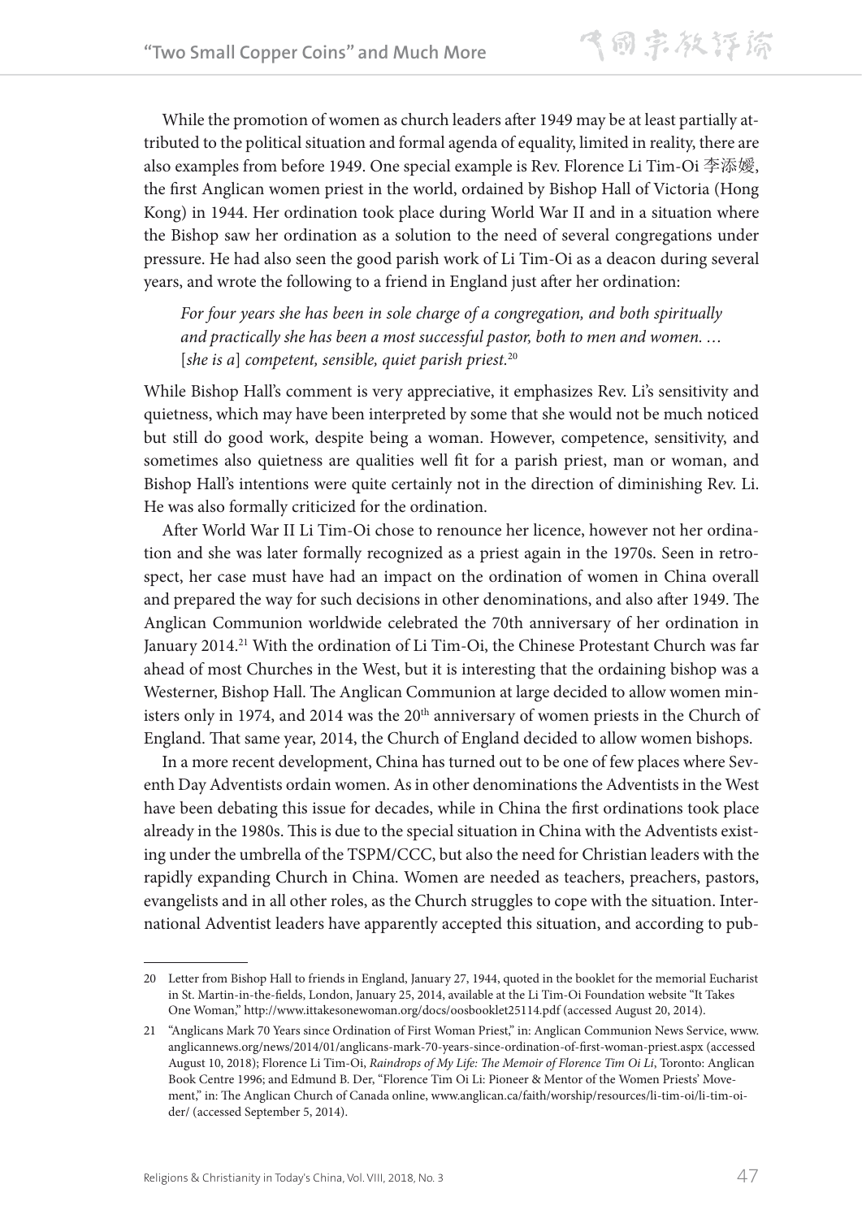While the promotion of women as church leaders after 1949 may be at least partially attributed to the political situation and formal agenda of equality, limited in reality, there are also examples from before 1949. One special example is Rev. Florence Li Tim-Oi 李添嫒, the first Anglican women priest in the world, ordained by Bishop Hall of Victoria (Hong Kong) in 1944. Her ordination took place during World War II and in a situation where the Bishop saw her ordination as a solution to the need of several congregations under pressure. He had also seen the good parish work of Li Tim-Oi as a deacon during several years, and wrote the following to a friend in England just after her ordination:

> *For four years she has been in sole charge of a congregation, and both spiritually and practically she has been a most successful pastor, both to men and women. …* [*she is a*] *competent, sensible, quiet parish priest.*[20]

While Bishop Hall's comment is very appreciative, it emphasizes Rev. Li's sensitivity and quietness, which may have been interpreted by some that she would not be much noticed but still do good work, despite being a woman. However, competence, sensitivity, and sometimes also quietness are qualities well fit for a parish priest, man or woman, and Bishop Hall's intentions were quite certainly not in the direction of diminishing Rev. Li. He was also formally criticized for the ordination.

After World War II Li Tim-Oi chose to renounce her licence, however not her ordination and she was later formally recognized as a priest again in the 1970s. Seen in retrospect, her case must have had an impact on the ordination of women in China overall and prepared the way for such decisions in other denominations, and also after 1949. The Anglican Communion worldwide celebrated the 70th anniversary of her ordination in January 2014.[21] With the ordination of Li Tim-Oi, the Chinese Protestant Church was far ahead of most Churches in the West, but it is interesting that the ordaining bishop was a Westerner, Bishop Hall. The Anglican Communion at large decided to allow women ministers only in 1974, and 2014 was the 20th anniversary of women priests in the Church of England. That same year, 2014, the Church of England decided to allow women bishops.

In a more recent development, China has turned out to be one of few places where Seventh Day Adventists ordain women. As in other denominations the Adventists in the West have been debating this issue for decades, while in China the first ordinations took place already in the 1980s. This is due to the special situation in China with the Adventists existing under the umbrella of the TSPM/CCC, but also the need for Christian leaders with the rapidly expanding Church in China. Women are needed as teachers, preachers, pastors, evangelists and in all other roles, as the Church struggles to cope with the situation. International Adventist leaders have apparently accepted this situation, and according to pub-

---

20 Letter from Bishop Hall to friends in England, January 27, 1944, quoted in the booklet for the memorial Eucharist in St. Martin-in-the-fields, London, January 25, 2014, available at the Li Tim-Oi Foundation website "It Takes One Woman," http://www.ittakesonewoman.org/docs/oosbooklet25114.pdf (accessed August 20, 2014).

21 "Anglicans Mark 70 Years since Ordination of First Woman Priest," in: Anglican Communion News Service, www.anglicannews.org/news/2014/01/anglicans-mark-70-years-since-ordination-of-first-woman-priest.aspx (accessed August 10, 2018); Florence Li Tim-Oi, *Raindrops of My Life: The Memoir of Florence Tim Oi Li*, Toronto: Anglican Book Centre 1996; and Edmund B. Der, "Florence Tim Oi Li: Pioneer & Mentor of the Women Priests' Movement," in: The Anglican Church of Canada online, www.anglican.ca/faith/worship/resources/li-tim-oi/li-tim-oi-der/ (accessed September 5, 2014).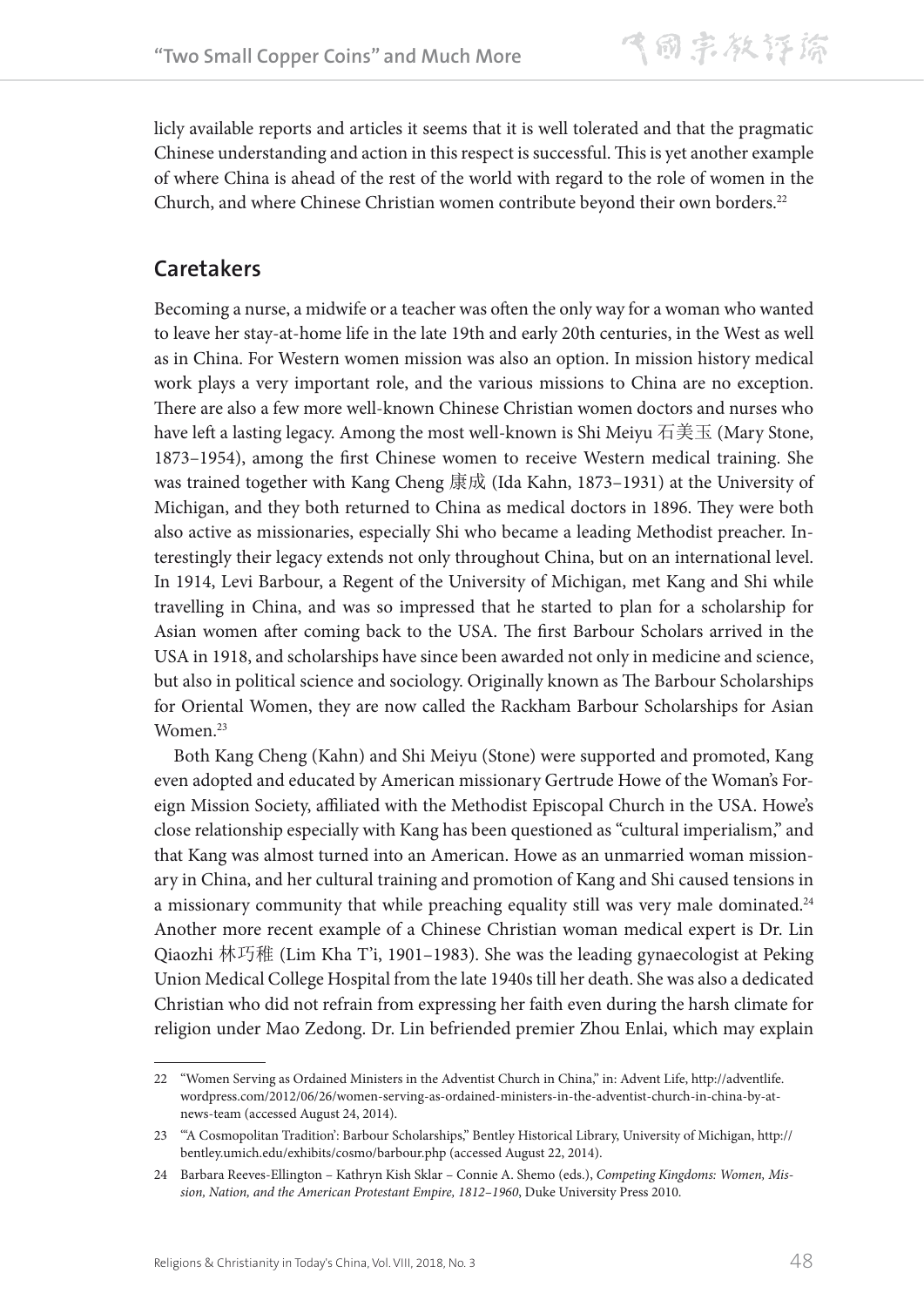licly available reports and articles it seems that it is well tolerated and that the pragmatic Chinese understanding and action in this respect is successful. This is yet another example of where China is ahead of the rest of the world with regard to the role of women in the Church, and where Chinese Christian women contribute beyond their own borders.[22]

## Caretakers

Becoming a nurse, a midwife or a teacher was often the only way for a woman who wanted to leave her stay-at-home life in the late 19th and early 20th centuries, in the West as well as in China. For Western women mission was also an option. In mission history medical work plays a very important role, and the various missions to China are no exception. There are also a few more well-known Chinese Christian women doctors and nurses who have left a lasting legacy. Among the most well-known is Shi Meiyu 石美玉 (Mary Stone, 1873–1954), among the first Chinese women to receive Western medical training. She was trained together with Kang Cheng 康成 (Ida Kahn, 1873–1931) at the University of Michigan, and they both returned to China as medical doctors in 1896. They were both also active as missionaries, especially Shi who became a leading Methodist preacher. Interestingly their legacy extends not only throughout China, but on an international level. In 1914, Levi Barbour, a Regent of the University of Michigan, met Kang and Shi while travelling in China, and was so impressed that he started to plan for a scholarship for Asian women after coming back to the USA. The first Barbour Scholars arrived in the USA in 1918, and scholarships have since been awarded not only in medicine and science, but also in political science and sociology. Originally known as The Barbour Scholarships for Oriental Women, they are now called the Rackham Barbour Scholarships for Asian Women.[23]

Both Kang Cheng (Kahn) and Shi Meiyu (Stone) were supported and promoted, Kang even adopted and educated by American missionary Gertrude Howe of the Woman's Foreign Mission Society, affiliated with the Methodist Episcopal Church in the USA. Howe's close relationship especially with Kang has been questioned as "cultural imperialism," and that Kang was almost turned into an American. Howe as an unmarried woman missionary in China, and her cultural training and promotion of Kang and Shi caused tensions in a missionary community that while preaching equality still was very male dominated.[24] Another more recent example of a Chinese Christian woman medical expert is Dr. Lin Qiaozhi 林巧稚 (Lim Kha T'i, 1901–1983). She was the leading gynaecologist at Peking Union Medical College Hospital from the late 1940s till her death. She was also a dedicated Christian who did not refrain from expressing her faith even during the harsh climate for religion under Mao Zedong. Dr. Lin befriended premier Zhou Enlai, which may explain

---

22 "Women Serving as Ordained Ministers in the Adventist Church in China," in: Advent Life, http://adventlife.wordpress.com/2012/06/26/women-serving-as-ordained-ministers-in-the-adventist-church-in-china-by-at-news-team (accessed August 24, 2014).

23 "'A Cosmopolitan Tradition': Barbour Scholarships," Bentley Historical Library, University of Michigan, http://bentley.umich.edu/exhibits/cosmo/barbour.php (accessed August 22, 2014).

24 Barbara Reeves-Ellington – Kathryn Kish Sklar – Connie A. Shemo (eds.), *Competing Kingdoms: Women, Mission, Nation, and the American Protestant Empire, 1812–1960*, Duke University Press 2010.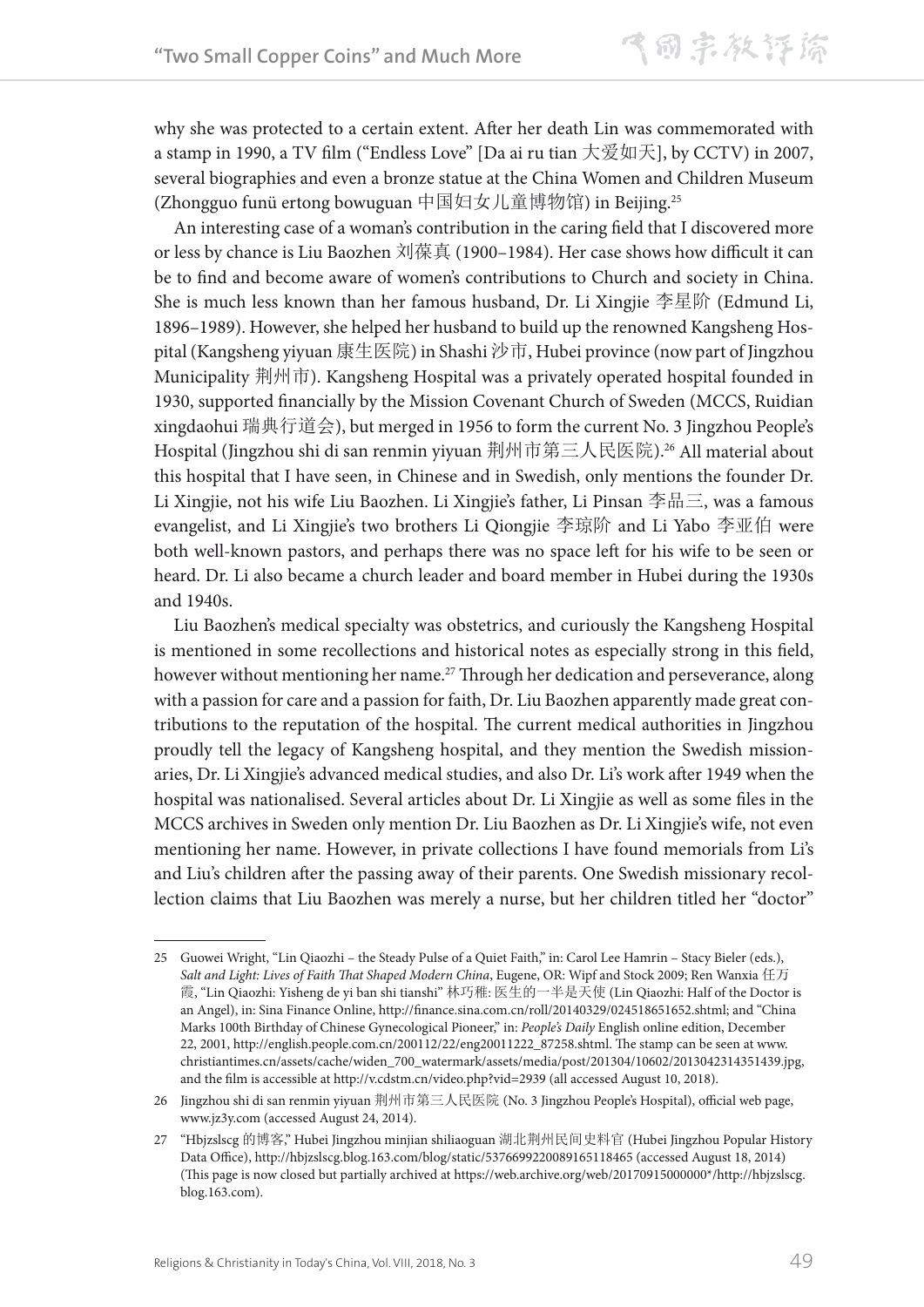why she was protected to a certain extent. After her death Lin was commemorated with a stamp in 1990, a TV film ("Endless Love" [Da ai ru tian 大爱如天], by CCTV) in 2007, several biographies and even a bronze statue at the China Women and Children Museum (Zhongguo funü ertong bowuguan 中国妇女儿童博物馆) in Beijing.[25]

An interesting case of a woman's contribution in the caring field that I discovered more or less by chance is Liu Baozhen 刘葆真 (1900–1984). Her case shows how difficult it can be to find and become aware of women's contributions to Church and society in China. She is much less known than her famous husband, Dr. Li Xingjie 李星阶 (Edmund Li, 1896–1989). However, she helped her husband to build up the renowned Kangsheng Hospital (Kangsheng yiyuan 康生医院) in Shashi 沙市, Hubei province (now part of Jingzhou Municipality 荆州市). Kangsheng Hospital was a privately operated hospital founded in 1930, supported financially by the Mission Covenant Church of Sweden (MCCS, Ruidian xingdaohui 瑞典行道会), but merged in 1956 to form the current No. 3 Jingzhou People's Hospital (Jingzhou shi di san renmin yiyuan 荆州市第三人民医院).[26] All material about this hospital that I have seen, in Chinese and in Swedish, only mentions the founder Dr. Li Xingjie, not his wife Liu Baozhen. Li Xingjie's father, Li Pinsan 李品三, was a famous evangelist, and Li Xingjie's two brothers Li Qiongjie 李琼阶 and Li Yabo 李亚伯 were both well-known pastors, and perhaps there was no space left for his wife to be seen or heard. Dr. Li also became a church leader and board member in Hubei during the 1930s and 1940s.

Liu Baozhen's medical specialty was obstetrics, and curiously the Kangsheng Hospital is mentioned in some recollections and historical notes as especially strong in this field, however without mentioning her name.[27] Through her dedication and perseverance, along with a passion for care and a passion for faith, Dr. Liu Baozhen apparently made great contributions to the reputation of the hospital. The current medical authorities in Jingzhou proudly tell the legacy of Kangsheng hospital, and they mention the Swedish missionaries, Dr. Li Xingjie's advanced medical studies, and also Dr. Li's work after 1949 when the hospital was nationalised. Several articles about Dr. Li Xingjie as well as some files in the MCCS archives in Sweden only mention Dr. Liu Baozhen as Dr. Li Xingjie's wife, not even mentioning her name. However, in private collections I have found memorials from Li's and Liu's children after the passing away of their parents. One Swedish missionary recollection claims that Liu Baozhen was merely a nurse, but her children titled her "doctor"

---

25 Guowei Wright, "Lin Qiaozhi – the Steady Pulse of a Quiet Faith," in: Carol Lee Hamrin – Stacy Bieler (eds.), *Salt and Light: Lives of Faith That Shaped Modern China*, Eugene, OR: Wipf and Stock 2009; Ren Wanxia 任万霞, "Lin Qiaozhi: Yisheng de yi ban shi tianshi" 林巧稚: 医生的一半是天使 (Lin Qiaozhi: Half of the Doctor is an Angel), in: Sina Finance Online, http://finance.sina.com.cn/roll/20140329/024518651652.shtml; and "China Marks 100th Birthday of Chinese Gynecological Pioneer," in: *People's Daily* English online edition, December 22, 2001, http://english.people.com.cn/200112/22/eng20011222_87258.shtml. The stamp can be seen at www.christiantimes.cn/assets/cache/widen_700_watermark/assets/media/post/201304/10602/2013042314351439.jpg, and the film is accessible at http://v.cdstm.cn/video.php?vid=2939 (all accessed August 10, 2018).

26 Jingzhou shi di san renmin yiyuan 荆州市第三人民医院 (No. 3 Jingzhou People's Hospital), official web page, www.jz3y.com (accessed August 24, 2014).

27 "Hbjzslscg 的博客," Hubei Jingzhou minjian shiliaoguan 湖北荆州民间史料官 (Hubei Jingzhou Popular History Data Office), http://hbjzslscg.blog.163.com/blog/static/5376699220089165118465 (accessed August 18, 2014) (This page is now closed but partially archived at https://web.archive.org/web/20170915000000*/http://hbjzslscg.blog.163.com).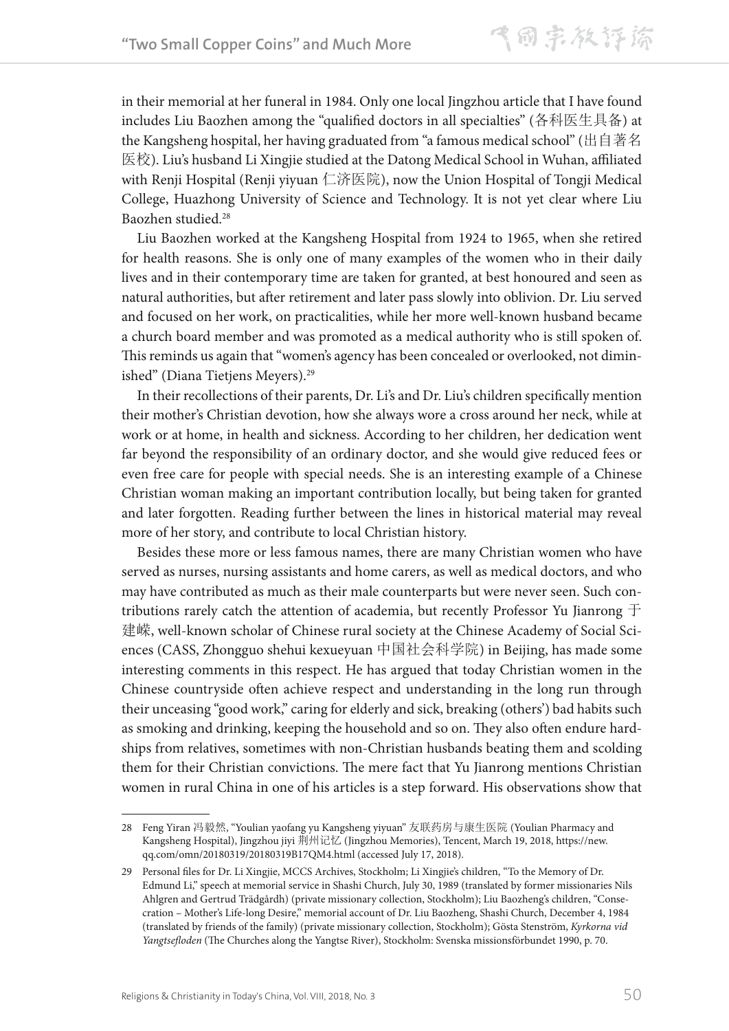in their memorial at her funeral in 1984. Only one local Jingzhou article that I have found includes Liu Baozhen among the "qualified doctors in all specialties" (各科医生具备) at the Kangsheng hospital, her having graduated from "a famous medical school" (出自著名医校). Liu's husband Li Xingjie studied at the Datong Medical School in Wuhan, affiliated with Renji Hospital (Renji yiyuan 仁济医院), now the Union Hospital of Tongji Medical College, Huazhong University of Science and Technology. It is not yet clear where Liu Baozhen studied.[28]

Liu Baozhen worked at the Kangsheng Hospital from 1924 to 1965, when she retired for health reasons. She is only one of many examples of the women who in their daily lives and in their contemporary time are taken for granted, at best honoured and seen as natural authorities, but after retirement and later pass slowly into oblivion. Dr. Liu served and focused on her work, on practicalities, while her more well-known husband became a church board member and was promoted as a medical authority who is still spoken of. This reminds us again that "women's agency has been concealed or overlooked, not diminished" (Diana Tietjens Meyers).[29]

In their recollections of their parents, Dr. Li's and Dr. Liu's children specifically mention their mother's Christian devotion, how she always wore a cross around her neck, while at work or at home, in health and sickness. According to her children, her dedication went far beyond the responsibility of an ordinary doctor, and she would give reduced fees or even free care for people with special needs. She is an interesting example of a Chinese Christian woman making an important contribution locally, but being taken for granted and later forgotten. Reading further between the lines in historical material may reveal more of her story, and contribute to local Christian history.

Besides these more or less famous names, there are many Christian women who have served as nurses, nursing assistants and home carers, as well as medical doctors, and who may have contributed as much as their male counterparts but were never seen. Such contributions rarely catch the attention of academia, but recently Professor Yu Jianrong 于建嵘, well-known scholar of Chinese rural society at the Chinese Academy of Social Sciences (CASS, Zhongguo shehui kexueyuan 中国社会科学院) in Beijing, has made some interesting comments in this respect. He has argued that today Christian women in the Chinese countryside often achieve respect and understanding in the long run through their unceasing "good work," caring for elderly and sick, breaking (others') bad habits such as smoking and drinking, keeping the household and so on. They also often endure hardships from relatives, sometimes with non-Christian husbands beating them and scolding them for their Christian convictions. The mere fact that Yu Jianrong mentions Christian women in rural China in one of his articles is a step forward. His observations show that

---

28 Feng Yiran 冯毅然, "Youlian yaofang yu Kangsheng yiyuan" 友联药房与康生医院 (Youlian Pharmacy and Kangsheng Hospital), Jingzhou jiyi 荆州记忆 (Jingzhou Memories), Tencent, March 19, 2018, https://new.qq.com/omn/20180319/20180319B17QM4.html (accessed July 17, 2018).

29 Personal files for Dr. Li Xingjie, MCCS Archives, Stockholm; Li Xingjie's children, "To the Memory of Dr. Edmund Li," speech at memorial service in Shashi Church, July 30, 1989 (translated by former missionaries Nils Ahlgren and Gertrud Trädgårdh) (private missionary collection, Stockholm); Liu Baozheng's children, "Consecration – Mother's Life-long Desire," memorial account of Dr. Liu Baozheng, Shashi Church, December 4, 1984 (translated by friends of the family) (private missionary collection, Stockholm); Gösta Stenström, *Kyrkorna vid Yangtsefloden* (The Churches along the Yangtse River), Stockholm: Svenska missionsförbundet 1990, p. 70.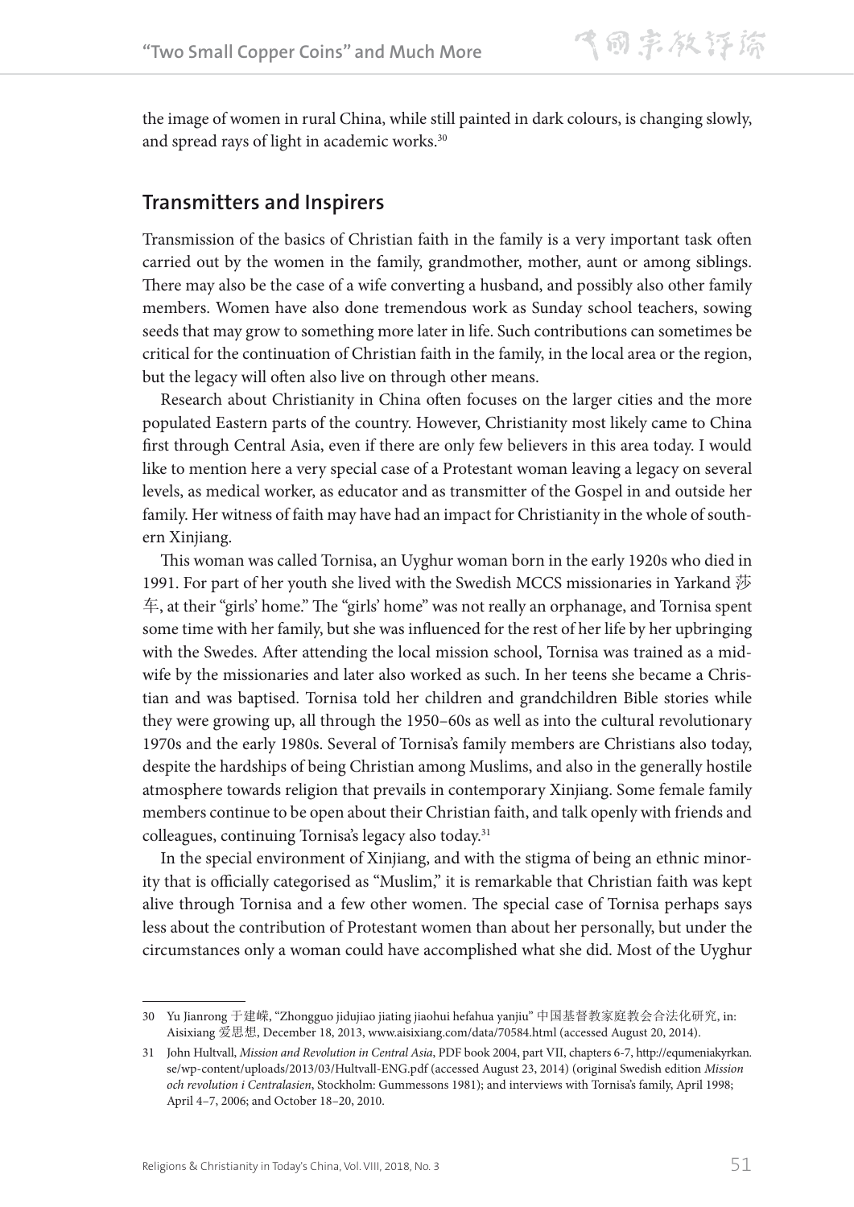the image of women in rural China, while still painted in dark colours, is changing slowly, and spread rays of light in academic works.[30]

## Transmitters and Inspirers

Transmission of the basics of Christian faith in the family is a very important task often carried out by the women in the family, grandmother, mother, aunt or among siblings. There may also be the case of a wife converting a husband, and possibly also other family members. Women have also done tremendous work as Sunday school teachers, sowing seeds that may grow to something more later in life. Such contributions can sometimes be critical for the continuation of Christian faith in the family, in the local area or the region, but the legacy will often also live on through other means.

Research about Christianity in China often focuses on the larger cities and the more populated Eastern parts of the country. However, Christianity most likely came to China first through Central Asia, even if there are only few believers in this area today. I would like to mention here a very special case of a Protestant woman leaving a legacy on several levels, as medical worker, as educator and as transmitter of the Gospel in and outside her family. Her witness of faith may have had an impact for Christianity in the whole of southern Xinjiang.

This woman was called Tornisa, an Uyghur woman born in the early 1920s who died in 1991. For part of her youth she lived with the Swedish MCCS missionaries in Yarkand 莎车, at their "girls' home." The "girls' home" was not really an orphanage, and Tornisa spent some time with her family, but she was influenced for the rest of her life by her upbringing with the Swedes. After attending the local mission school, Tornisa was trained as a midwife by the missionaries and later also worked as such. In her teens she became a Christian and was baptised. Tornisa told her children and grandchildren Bible stories while they were growing up, all through the 1950–60s as well as into the cultural revolutionary 1970s and the early 1980s. Several of Tornisa's family members are Christians also today, despite the hardships of being Christian among Muslims, and also in the generally hostile atmosphere towards religion that prevails in contemporary Xinjiang. Some female family members continue to be open about their Christian faith, and talk openly with friends and colleagues, continuing Tornisa's legacy also today.[31]

In the special environment of Xinjiang, and with the stigma of being an ethnic minority that is officially categorised as "Muslim," it is remarkable that Christian faith was kept alive through Tornisa and a few other women. The special case of Tornisa perhaps says less about the contribution of Protestant women than about her personally, but under the circumstances only a woman could have accomplished what she did. Most of the Uyghur

---

30 Yu Jianrong 于建嵘, "Zhongguo jidujiao jiating jiaohui hefahua yanjiu" 中国基督教家庭教会合法化研究, in: Aisixiang 爱思想, December 18, 2013, www.aisixiang.com/data/70584.html (accessed August 20, 2014).

31 John Hultvall, *Mission and Revolution in Central Asia*, PDF book 2004, part VII, chapters 6-7, http://equmeniakyrkan.se/wp-content/uploads/2013/03/Hultvall-ENG.pdf (accessed August 23, 2014) (original Swedish edition *Mission och revolution i Centralasien*, Stockholm: Gummessons 1981); and interviews with Tornisa's family, April 1998; April 4–7, 2006; and October 18–20, 2010.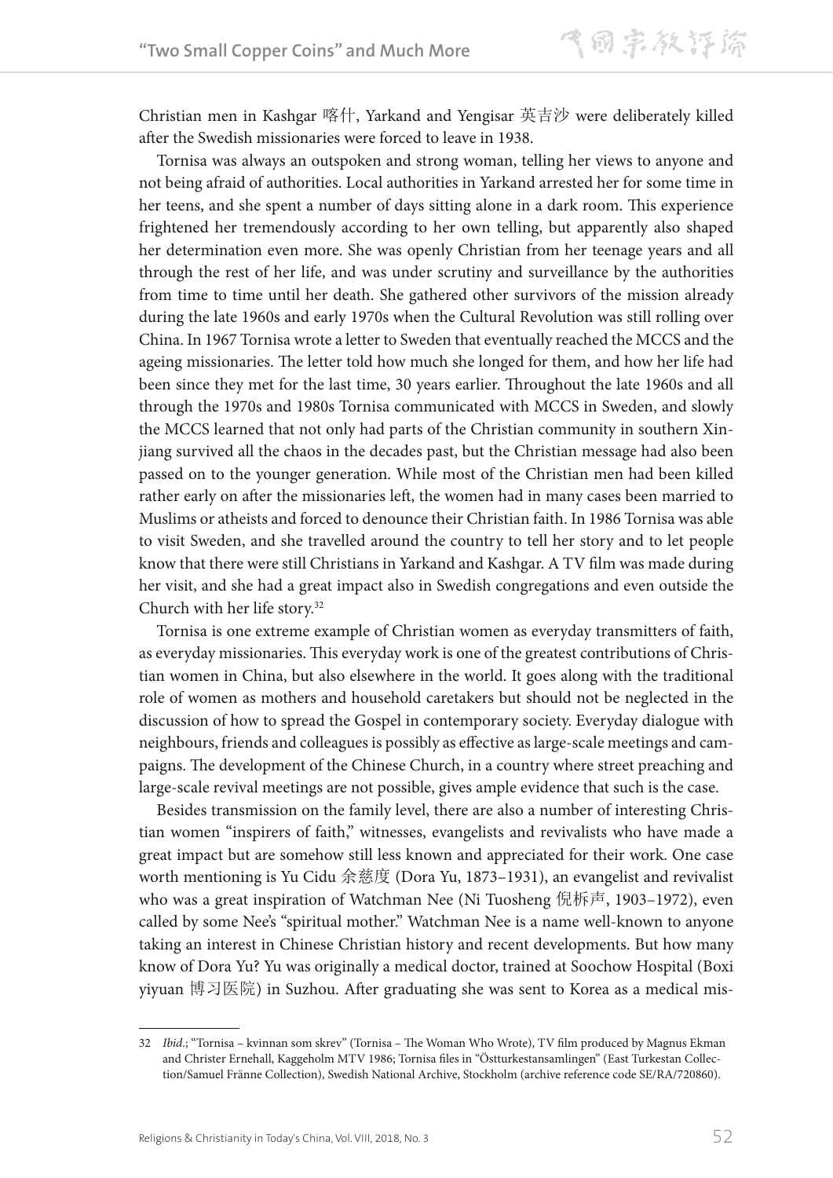Christian men in Kashgar 喀什, Yarkand and Yengisar 英吉沙 were deliberately killed after the Swedish missionaries were forced to leave in 1938.

Tornisa was always an outspoken and strong woman, telling her views to anyone and not being afraid of authorities. Local authorities in Yarkand arrested her for some time in her teens, and she spent a number of days sitting alone in a dark room. This experience frightened her tremendously according to her own telling, but apparently also shaped her determination even more. She was openly Christian from her teenage years and all through the rest of her life, and was under scrutiny and surveillance by the authorities from time to time until her death. She gathered other survivors of the mission already during the late 1960s and early 1970s when the Cultural Revolution was still rolling over China. In 1967 Tornisa wrote a letter to Sweden that eventually reached the MCCS and the ageing missionaries. The letter told how much she longed for them, and how her life had been since they met for the last time, 30 years earlier. Throughout the late 1960s and all through the 1970s and 1980s Tornisa communicated with MCCS in Sweden, and slowly the MCCS learned that not only had parts of the Christian community in southern Xinjiang survived all the chaos in the decades past, but the Christian message had also been passed on to the younger generation. While most of the Christian men had been killed rather early on after the missionaries left, the women had in many cases been married to Muslims or atheists and forced to denounce their Christian faith. In 1986 Tornisa was able to visit Sweden, and she travelled around the country to tell her story and to let people know that there were still Christians in Yarkand and Kashgar. A TV film was made during her visit, and she had a great impact also in Swedish congregations and even outside the Church with her life story.[32]

Tornisa is one extreme example of Christian women as everyday transmitters of faith, as everyday missionaries. This everyday work is one of the greatest contributions of Christian women in China, but also elsewhere in the world. It goes along with the traditional role of women as mothers and household caretakers but should not be neglected in the discussion of how to spread the Gospel in contemporary society. Everyday dialogue with neighbours, friends and colleagues is possibly as effective as large-scale meetings and campaigns. The development of the Chinese Church, in a country where street preaching and large-scale revival meetings are not possible, gives ample evidence that such is the case.

Besides transmission on the family level, there are also a number of interesting Christian women "inspirers of faith," witnesses, evangelists and revivalists who have made a great impact but are somehow still less known and appreciated for their work. One case worth mentioning is Yu Cidu 余慈度 (Dora Yu, 1873–1931), an evangelist and revivalist who was a great inspiration of Watchman Nee (Ni Tuosheng 倪柝声, 1903–1972), even called by some Nee's "spiritual mother." Watchman Nee is a name well-known to anyone taking an interest in Chinese Christian history and recent developments. But how many know of Dora Yu? Yu was originally a medical doctor, trained at Soochow Hospital (Boxi yiyuan 博习医院) in Suzhou. After graduating she was sent to Korea as a medical mis-

---

32 *Ibid*.; "Tornisa – kvinnan som skrev" (Tornisa – The Woman Who Wrote), TV film produced by Magnus Ekman and Christer Ernehall, Kaggeholm MTV 1986; Tornisa files in "Östturkestansamlingen" (East Turkestan Collection/Samuel Fränne Collection), Swedish National Archive, Stockholm (archive reference code SE/RA/720860).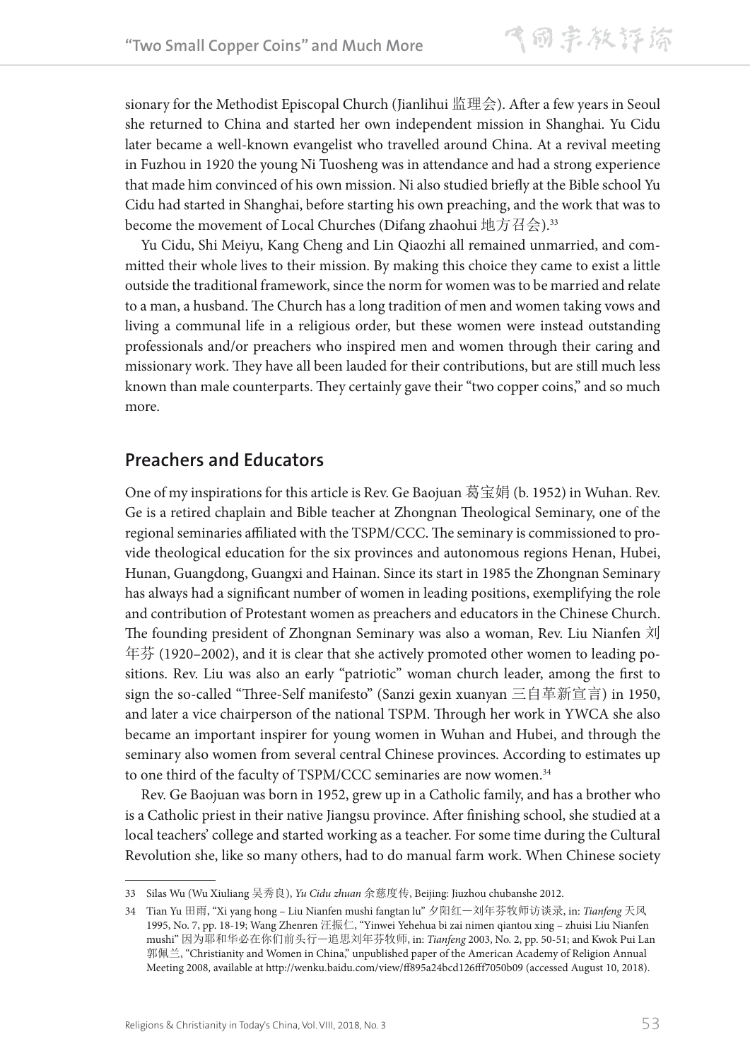sionary for the Methodist Episcopal Church (Jianlihui 监理会). After a few years in Seoul she returned to China and started her own independent mission in Shanghai. Yu Cidu later became a well-known evangelist who travelled around China. At a revival meeting in Fuzhou in 1920 the young Ni Tuosheng was in attendance and had a strong experience that made him convinced of his own mission. Ni also studied briefly at the Bible school Yu Cidu had started in Shanghai, before starting his own preaching, and the work that was to become the movement of Local Churches (Difang zhaohui 地方召会).[33]

Yu Cidu, Shi Meiyu, Kang Cheng and Lin Qiaozhi all remained unmarried, and committed their whole lives to their mission. By making this choice they came to exist a little outside the traditional framework, since the norm for women was to be married and relate to a man, a husband. The Church has a long tradition of men and women taking vows and living a communal life in a religious order, but these women were instead outstanding professionals and/or preachers who inspired men and women through their caring and missionary work. They have all been lauded for their contributions, but are still much less known than male counterparts. They certainly gave their "two copper coins," and so much more.

## Preachers and Educators

One of my inspirations for this article is Rev. Ge Baojuan 葛宝娟 (b. 1952) in Wuhan. Rev. Ge is a retired chaplain and Bible teacher at Zhongnan Theological Seminary, one of the regional seminaries affiliated with the TSPM/CCC. The seminary is commissioned to provide theological education for the six provinces and autonomous regions Henan, Hubei, Hunan, Guangdong, Guangxi and Hainan. Since its start in 1985 the Zhongnan Seminary has always had a significant number of women in leading positions, exemplifying the role and contribution of Protestant women as preachers and educators in the Chinese Church. The founding president of Zhongnan Seminary was also a woman, Rev. Liu Nianfen 刘年芬 (1920–2002), and it is clear that she actively promoted other women to leading positions. Rev. Liu was also an early "patriotic" woman church leader, among the first to sign the so-called "Three-Self manifesto" (Sanzi gexin xuanyan 三自革新宣言) in 1950, and later a vice chairperson of the national TSPM. Through her work in YWCA she also became an important inspirer for young women in Wuhan and Hubei, and through the seminary also women from several central Chinese provinces. According to estimates up to one third of the faculty of TSPM/CCC seminaries are now women.[34]

Rev. Ge Baojuan was born in 1952, grew up in a Catholic family, and has a brother who is a Catholic priest in their native Jiangsu province. After finishing school, she studied at a local teachers' college and started working as a teacher. For some time during the Cultural Revolution she, like so many others, had to do manual farm work. When Chinese society

---

33 Silas Wu (Wu Xiuliang 吴秀良), *Yu Cidu zhuan* 余慈度传, Beijing: Jiuzhou chubanshe 2012.

34 Tian Yu 田雨, "Xi yang hong – Liu Nianfen mushi fangtan lu" 夕阳红—刘年芬牧师访谈录, in: *Tianfeng* 天风 1995, No. 7, pp. 18-19; Wang Zhenren 汪振仁, "Yinwei Yehehua bi zai nimen qiantou xing – zhuisi Liu Nianfen mushi" 因为耶和华必在你们前头行—追思刘年芬牧师, in: *Tianfeng* 2003, No. 2, pp. 50-51; and Kwok Pui Lan 郭佩兰, "Christianity and Women in China," unpublished paper of the American Academy of Religion Annual Meeting 2008, available at http://wenku.baidu.com/view/ff895a24bcd126fff7050b09 (accessed August 10, 2018).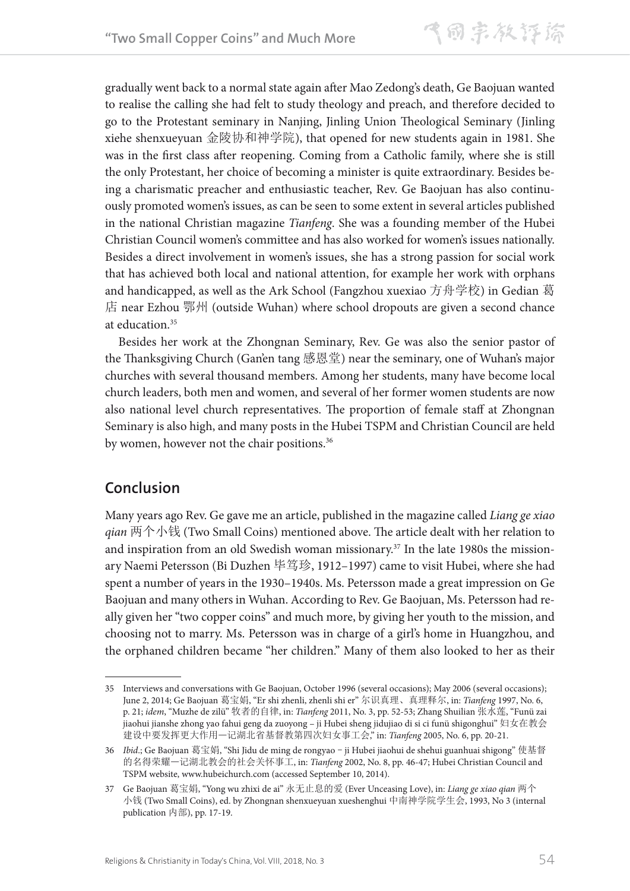gradually went back to a normal state again after Mao Zedong's death, Ge Baojuan wanted to realise the calling she had felt to study theology and preach, and therefore decided to go to the Protestant seminary in Nanjing, Jinling Union Theological Seminary (Jinling xiehe shenxueyuan 金陵协和神学院), that opened for new students again in 1981. She was in the first class after reopening. Coming from a Catholic family, where she is still the only Protestant, her choice of becoming a minister is quite extraordinary. Besides being a charismatic preacher and enthusiastic teacher, Rev. Ge Baojuan has also continuously promoted women's issues, as can be seen to some extent in several articles published in the national Christian magazine *Tianfeng*. She was a founding member of the Hubei Christian Council women's committee and has also worked for women's issues nationally. Besides a direct involvement in women's issues, she has a strong passion for social work that has achieved both local and national attention, for example her work with orphans and handicapped, as well as the Ark School (Fangzhou xuexiao 方舟学校) in Gedian 葛店 near Ezhou 鄂州 (outside Wuhan) where school dropouts are given a second chance at education.[35]

Besides her work at the Zhongnan Seminary, Rev. Ge was also the senior pastor of the Thanksgiving Church (Gan'en tang 感恩堂) near the seminary, one of Wuhan's major churches with several thousand members. Among her students, many have become local church leaders, both men and women, and several of her former women students are now also national level church representatives. The proportion of female staff at Zhongnan Seminary is also high, and many posts in the Hubei TSPM and Christian Council are held by women, however not the chair positions.[36]

## Conclusion

Many years ago Rev. Ge gave me an article, published in the magazine called *Liang ge xiao qian* 两个小钱 (Two Small Coins) mentioned above. The article dealt with her relation to and inspiration from an old Swedish woman missionary.[37] In the late 1980s the missionary Naemi Petersson (Bi Duzhen 毕笃珍, 1912–1997) came to visit Hubei, where she had spent a number of years in the 1930–1940s. Ms. Petersson made a great impression on Ge Baojuan and many others in Wuhan. According to Rev. Ge Baojuan, Ms. Petersson had really given her "two copper coins" and much more, by giving her youth to the mission, and choosing not to marry. Ms. Petersson was in charge of a girl's home in Huangzhou, and the orphaned children became "her children." Many of them also looked to her as their

---

35 Interviews and conversations with Ge Baojuan, October 1996 (several occasions); May 2006 (several occasions); June 2, 2014; Ge Baojuan 葛宝娟, "Er shi zhenli, zhenli shi er" 尔识真理、真理释尔, in: *Tianfeng* 1997, No. 6, p. 21; *idem*, "Muzhe de zilü" 牧者的自律, in: *Tianfeng* 2011, No. 3, pp. 52-53; Zhang Shuilian 张水莲, "Funü zai jiaohui jianshe zhong yao fahui geng da zuoyong – ji Hubei sheng jidujiao di si ci funü shigonghui" 妇女在教会建设中要发挥更大作用—记湖北省基督教第四次妇女事工会," in: *Tianfeng* 2005, No. 6, pp. 20-21.

36 *Ibid*.; Ge Baojuan 葛宝娟, "Shi Jidu de ming de rongyao – ji Hubei jiaohui de shehui guanhuai shigong" 使基督的名得荣耀—记湖北教会的社会关怀事工, in: *Tianfeng* 2002, No. 8, pp. 46-47; Hubei Christian Council and TSPM website, www.hubeichurch.com (accessed September 10, 2014).

37 Ge Baojuan 葛宝娟, "Yong wu zhixi de ai" 永无止息的爱 (Ever Unceasing Love), in: *Liang ge xiao qian* 两个小钱 (Two Small Coins), ed. by Zhongnan shenxueyuan xueshenghui 中南神学院学生会, 1993, No 3 (internal publication 内部), pp. 17-19.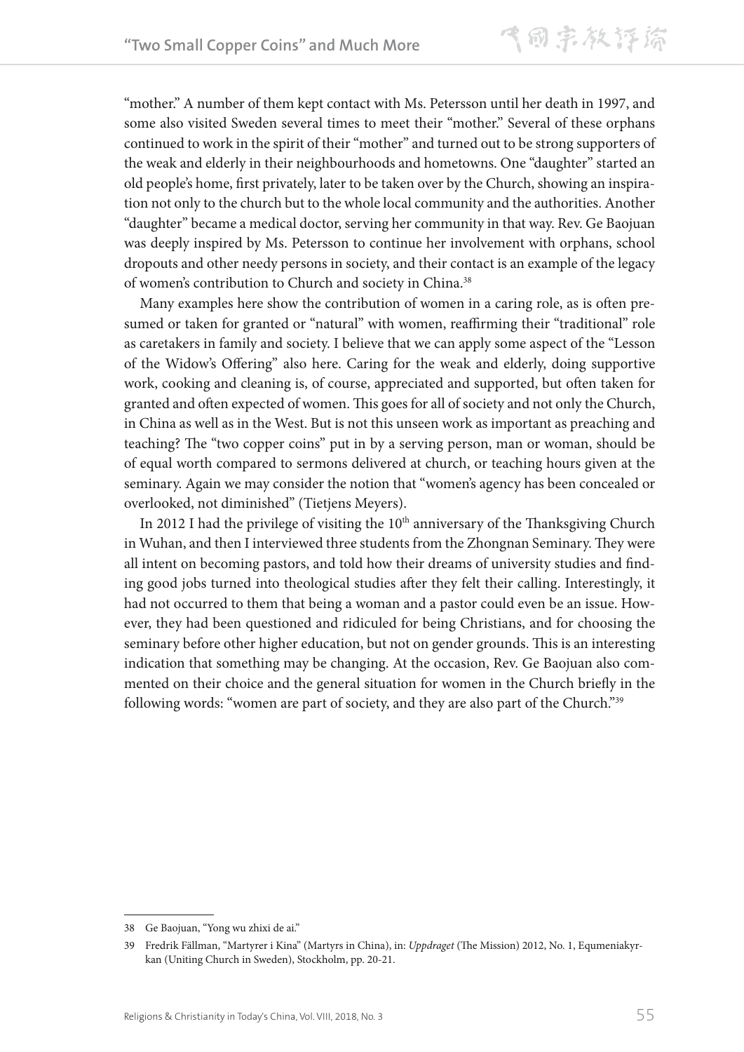"mother." A number of them kept contact with Ms. Petersson until her death in 1997, and some also visited Sweden several times to meet their "mother." Several of these orphans continued to work in the spirit of their "mother" and turned out to be strong supporters of the weak and elderly in their neighbourhoods and hometowns. One "daughter" started an old people's home, first privately, later to be taken over by the Church, showing an inspiration not only to the church but to the whole local community and the authorities. Another "daughter" became a medical doctor, serving her community in that way. Rev. Ge Baojuan was deeply inspired by Ms. Petersson to continue her involvement with orphans, school dropouts and other needy persons in society, and their contact is an example of the legacy of women's contribution to Church and society in China.[38]

Many examples here show the contribution of women in a caring role, as is often presumed or taken for granted or "natural" with women, reaffirming their "traditional" role as caretakers in family and society. I believe that we can apply some aspect of the "Lesson of the Widow's Offering" also here. Caring for the weak and elderly, doing supportive work, cooking and cleaning is, of course, appreciated and supported, but often taken for granted and often expected of women. This goes for all of society and not only the Church, in China as well as in the West. But is not this unseen work as important as preaching and teaching? The "two copper coins" put in by a serving person, man or woman, should be of equal worth compared to sermons delivered at church, or teaching hours given at the seminary. Again we may consider the notion that "women's agency has been concealed or overlooked, not diminished" (Tietjens Meyers).

In 2012 I had the privilege of visiting the 10th anniversary of the Thanksgiving Church in Wuhan, and then I interviewed three students from the Zhongnan Seminary. They were all intent on becoming pastors, and told how their dreams of university studies and finding good jobs turned into theological studies after they felt their calling. Interestingly, it had not occurred to them that being a woman and a pastor could even be an issue. However, they had been questioned and ridiculed for being Christians, and for choosing the seminary before other higher education, but not on gender grounds. This is an interesting indication that something may be changing. At the occasion, Rev. Ge Baojuan also commented on their choice and the general situation for women in the Church briefly in the following words: "women are part of society, and they are also part of the Church."[39]

---

38 Ge Baojuan, "Yong wu zhixi de ai."

39 Fredrik Fällman, "Martyrer i Kina" (Martyrs in China), in: *Uppdraget* (The Mission) 2012, No. 1, Equmeniakyrkan (Uniting Church in Sweden), Stockholm, pp. 20-21.